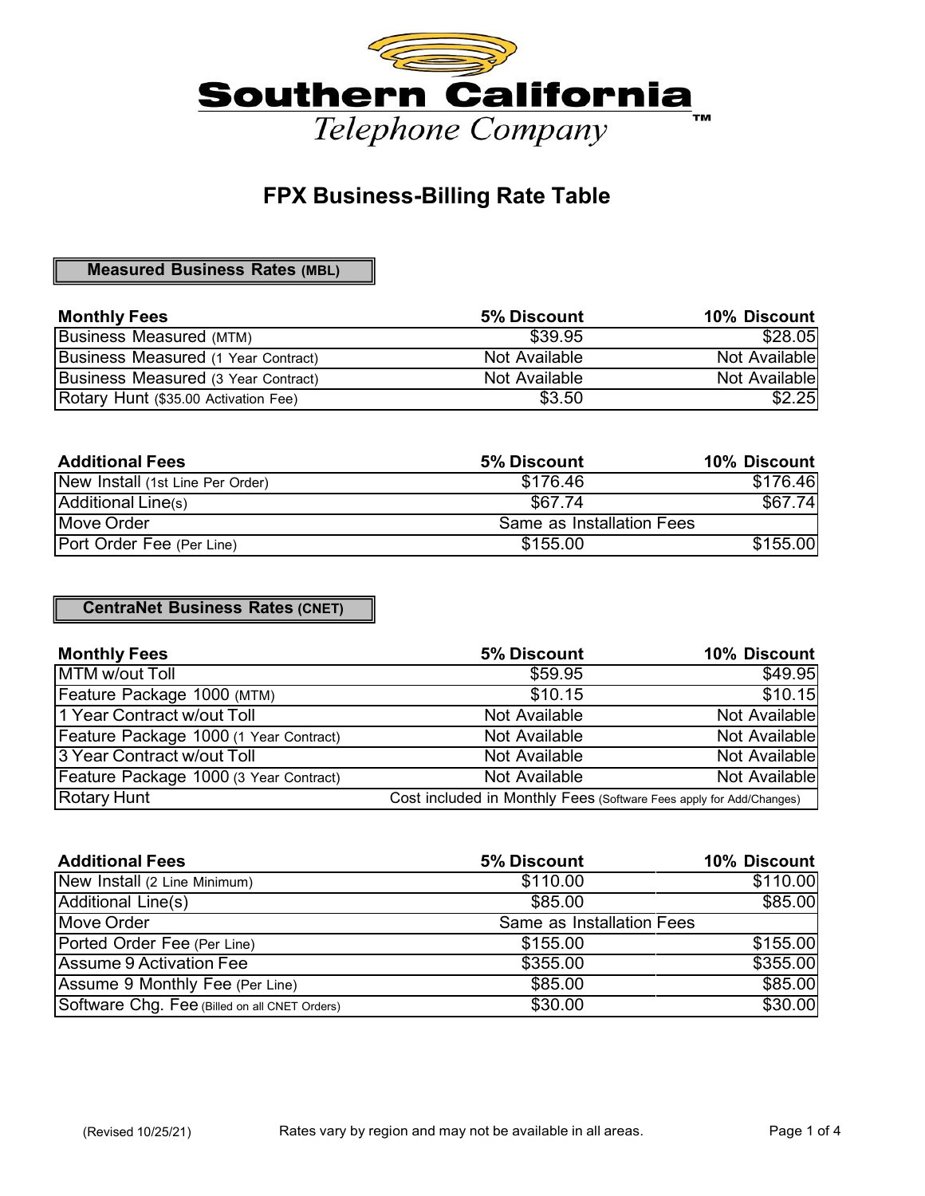# Southern California Telephone Company™

## FPX Business-Billing Rate Table

### Measured Business Rates (MBL)

| Monthly Fees | 5% Discount | 10% Discount |
|---|---|---|
| Business Measured (MTM) | $39.95 | $28.05 |
| Business Measured (1 Year Contract) | Not Available | Not Available |
| Business Measured (3 Year Contract) | Not Available | Not Available |
| Rotary Hunt ($35.00 Activation Fee) | $3.50 | $2.25 |

| Additional Fees | 5% Discount | 10% Discount |
|---|---|---|
| New Install (1st Line Per Order) | $176.46 | $176.46 |
| Additional Line(s) | $67.74 | $67.74 |
| Move Order | Same as Installation Fees | |
| Port Order Fee (Per Line) | $155.00 | $155.00 |

### CentraNet Business Rates (CNET)

| Monthly Fees | 5% Discount | 10% Discount |
|---|---|---|
| MTM w/out Toll | $59.95 | $49.95 |
| Feature Package 1000 (MTM) | $10.15 | $10.15 |
| 1 Year Contract w/out Toll | Not Available | Not Available |
| Feature Package 1000 (1 Year Contract) | Not Available | Not Available |
| 3 Year Contract w/out Toll | Not Available | Not Available |
| Feature Package 1000 (3 Year Contract) | Not Available | Not Available |
| Rotary Hunt | Cost included in Monthly Fees (Software Fees apply for Add/Changes) | |

| Additional Fees | 5% Discount | 10% Discount |
|---|---|---|
| New Install (2 Line Minimum) | $110.00 | $110.00 |
| Additional Line(s) | $85.00 | $85.00 |
| Move Order | Same as Installation Fees | |
| Ported Order Fee (Per Line) | $155.00 | $155.00 |
| Assume 9 Activation Fee | $355.00 | $355.00 |
| Assume 9 Monthly Fee (Per Line) | $85.00 | $85.00 |
| Software Chg. Fee (Billed on all CNET Orders) | $30.00 | $30.00 |

(Revised 10/25/21) Rates vary by region and may not be available in all areas.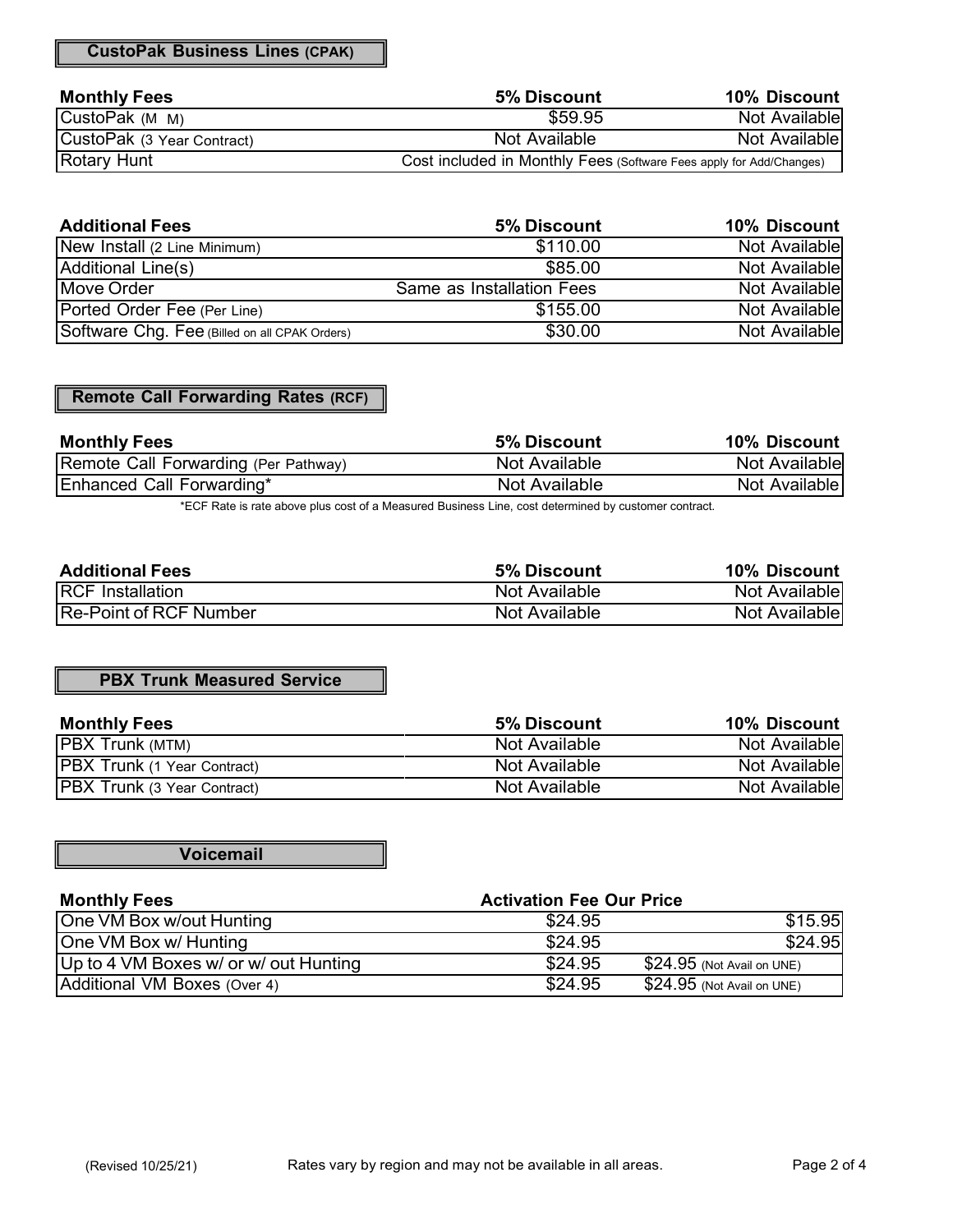## CustoPak Business Lines (CPAK)

| Monthly Fees | 5% Discount | 10% Discount |
|---|---|---|
| CustoPak (M M) | $59.95 | Not Available |
| CustoPak (3 Year Contract) | Not Available | Not Available |
| Rotary Hunt | Cost included in Monthly Fees (Software Fees apply for Add/Changes) | |

| Additional Fees | 5% Discount | 10% Discount |
|---|---|---|
| New Install (2 Line Minimum) | $110.00 | Not Available |
| Additional Line(s) | $85.00 | Not Available |
| Move Order | Same as Installation Fees | Not Available |
| Ported Order Fee (Per Line) | $155.00 | Not Available |
| Software Chg. Fee (Billed on all CPAK Orders) | $30.00 | Not Available |

## Remote Call Forwarding Rates (RCF)

| Monthly Fees | 5% Discount | 10% Discount |
|---|---|---|
| Remote Call Forwarding (Per Pathway) | Not Available | Not Available |
| Enhanced Call Forwarding* | Not Available | Not Available |

*ECF Rate is rate above plus cost of a Measured Business Line, cost determined by customer contract.

| Additional Fees | 5% Discount | 10% Discount |
|---|---|---|
| RCF Installation | Not Available | Not Available |
| Re-Point of RCF Number | Not Available | Not Available |

## PBX Trunk Measured Service

| Monthly Fees | 5% Discount | 10% Discount |
|---|---|---|
| PBX Trunk (MTM) | Not Available | Not Available |
| PBX Trunk (1 Year Contract) | Not Available | Not Available |
| PBX Trunk (3 Year Contract) | Not Available | Not Available |

## Voicemail

| Monthly Fees | Activation Fee | Our Price |
|---|---|---|
| One VM Box w/out Hunting | $24.95 | $15.95 |
| One VM Box w/ Hunting | $24.95 | $24.95 |
| Up to 4 VM Boxes w/ or w/ out Hunting | $24.95 | $24.95 (Not Avail on UNE) |
| Additional VM Boxes (Over 4) | $24.95 | $24.95 (Not Avail on UNE) |

(Revised 10/25/21) Rates vary by region and may not be available in all areas.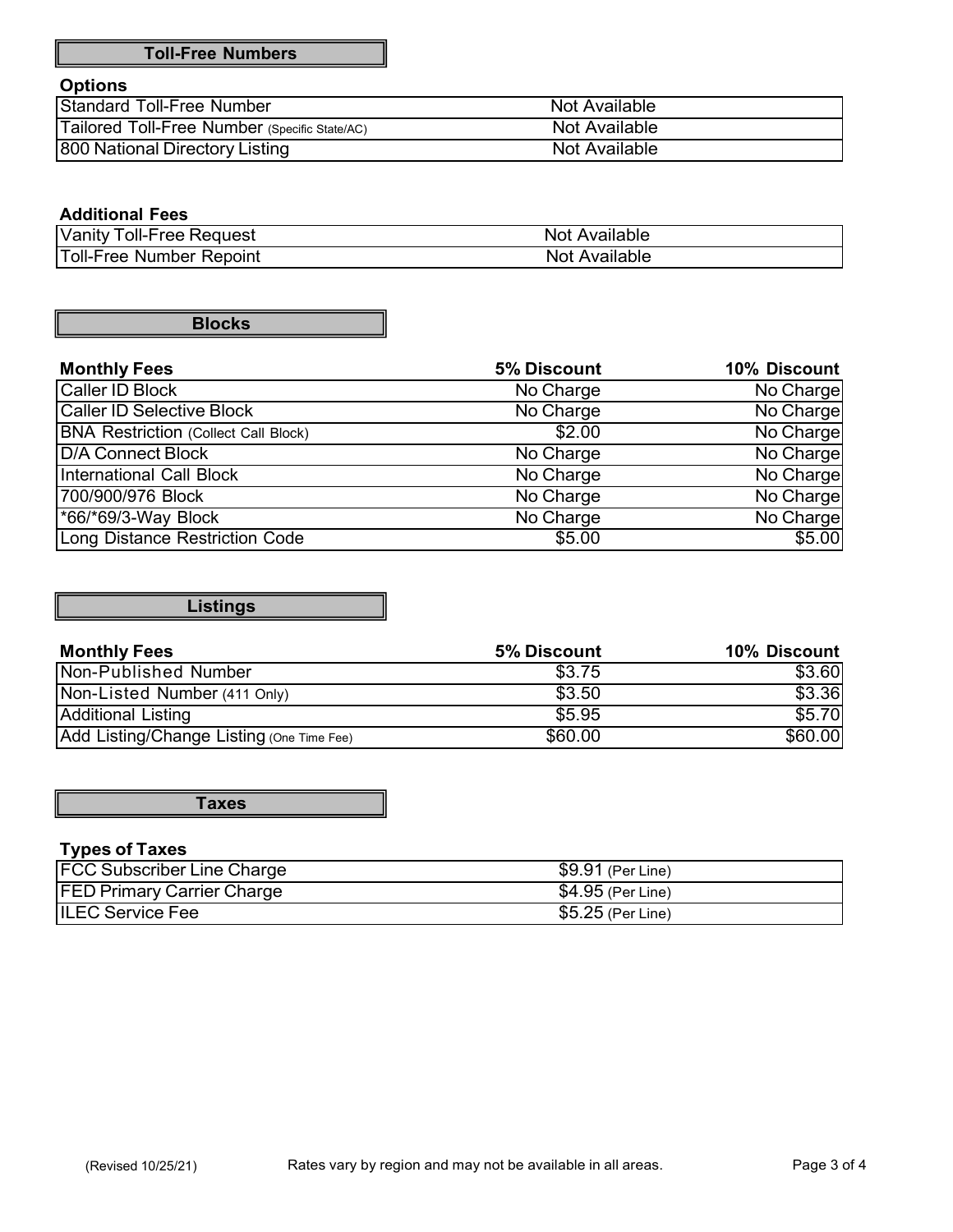## Toll-Free Numbers

### Options

| Options | |
|---|---|
| Standard Toll-Free Number | Not Available |
| Tailored Toll-Free Number (Specific State/AC) | Not Available |
| 800 National Directory Listing | Not Available |

### Additional Fees

| Additional Fees | |
|---|---|
| Vanity Toll-Free Request | Not Available |
| Toll-Free Number Repoint | Not Available |

## Blocks

| Monthly Fees | 5% Discount | 10% Discount |
|---|---|---|
| Caller ID Block | No Charge | No Charge |
| Caller ID Selective Block | No Charge | No Charge |
| BNA Restriction (Collect Call Block) | $2.00 | No Charge |
| D/A Connect Block | No Charge | No Charge |
| International Call Block | No Charge | No Charge |
| 700/900/976 Block | No Charge | No Charge |
| *66/*69/3-Way Block | No Charge | No Charge |
| Long Distance Restriction Code | $5.00 | $5.00 |

## Listings

| Monthly Fees | 5% Discount | 10% Discount |
|---|---|---|
| Non-Published Number | $3.75 | $3.60 |
| Non-Listed Number (411 Only) | $3.50 | $3.36 |
| Additional Listing | $5.95 | $5.70 |
| Add Listing/Change Listing (One Time Fee) | $60.00 | $60.00 |

## Taxes

### Types of Taxes

| Types of Taxes | |
|---|---|
| FCC Subscriber Line Charge | $9.91 (Per Line) |
| FED Primary Carrier Charge | $4.95 (Per Line) |
| ILEC Service Fee | $5.25 (Per Line) |

(Revised 10/25/21) Rates vary by region and may not be available in all areas.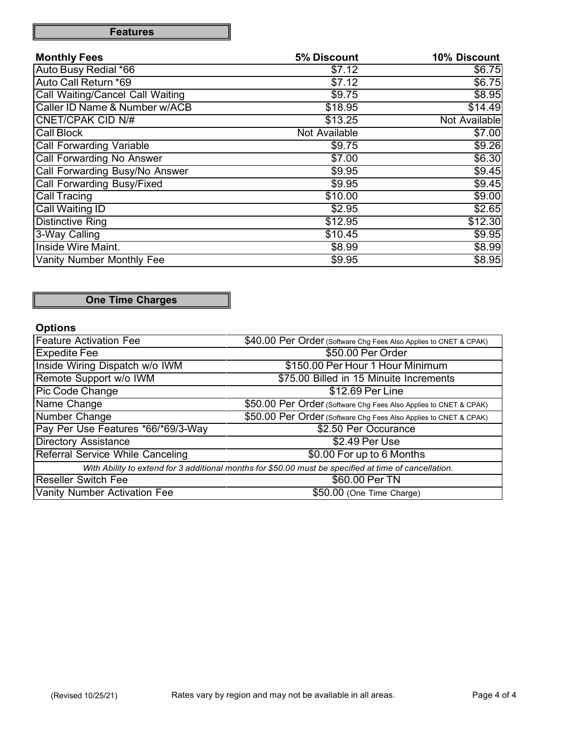## Features

| Monthly Fees | 5% Discount | 10% Discount |
|---|---|---|
| Auto Busy Redial *66 | $7.12 | $6.75 |
| Auto Call Return *69 | $7.12 | $6.75 |
| Call Waiting/Cancel Call Waiting | $9.75 | $8.95 |
| Caller ID Name & Number w/ACB | $18.95 | $14.49 |
| CNET/CPAK CID N/# | $13.25 | Not Available |
| Call Block | Not Available | $7.00 |
| Call Forwarding Variable | $9.75 | $9.26 |
| Call Forwarding No Answer | $7.00 | $6.30 |
| Call Forwarding Busy/No Answer | $9.95 | $9.45 |
| Call Forwarding Busy/Fixed | $9.95 | $9.45 |
| Call Tracing | $10.00 | $9.00 |
| Call Waiting ID | $2.95 | $2.65 |
| Distinctive Ring | $12.95 | $12.30 |
| 3-Way Calling | $10.45 | $9.95 |
| Inside Wire Maint. | $8.99 | $8.99 |
| Vanity Number Monthly Fee | $9.95 | $8.95 |

## One Time Charges

**Options**

| | |
|---|---|
| Feature Activation Fee | $40.00 Per Order (Software Chg Fees Also Applies to CNET & CPAK) |
| Expedite Fee | $50.00 Per Order |
| Inside Wiring Dispatch w/o IWM | $150.00 Per Hour 1 Hour Minimum |
| Remote Support w/o IWM | $75.00 Billed in 15 Minuite Increments |
| Pic Code Change | $12.69 Per Line |
| Name Change | $50.00 Per Order (Software Chg Fees Also Applies to CNET & CPAK) |
| Number Change | $50.00 Per Order (Software Chg Fees Also Applies to CNET & CPAK) |
| Pay Per Use Features *66/*69/3-Way | $2.50 Per Occurance |
| Directory Assistance | $2.49 Per Use |
| Referral Service While Canceling | $0.00 For up to 6 Months |
| *With Ability to extend for 3 additional months for $50.00 must be specified at time of cancellation.* | |
| Reseller Switch Fee | $60.00 Per TN |
| Vanity Number Activation Fee | $50.00 (One Time Charge) |

(Revised 10/25/21)

Rates vary by region and may not be available in all areas.